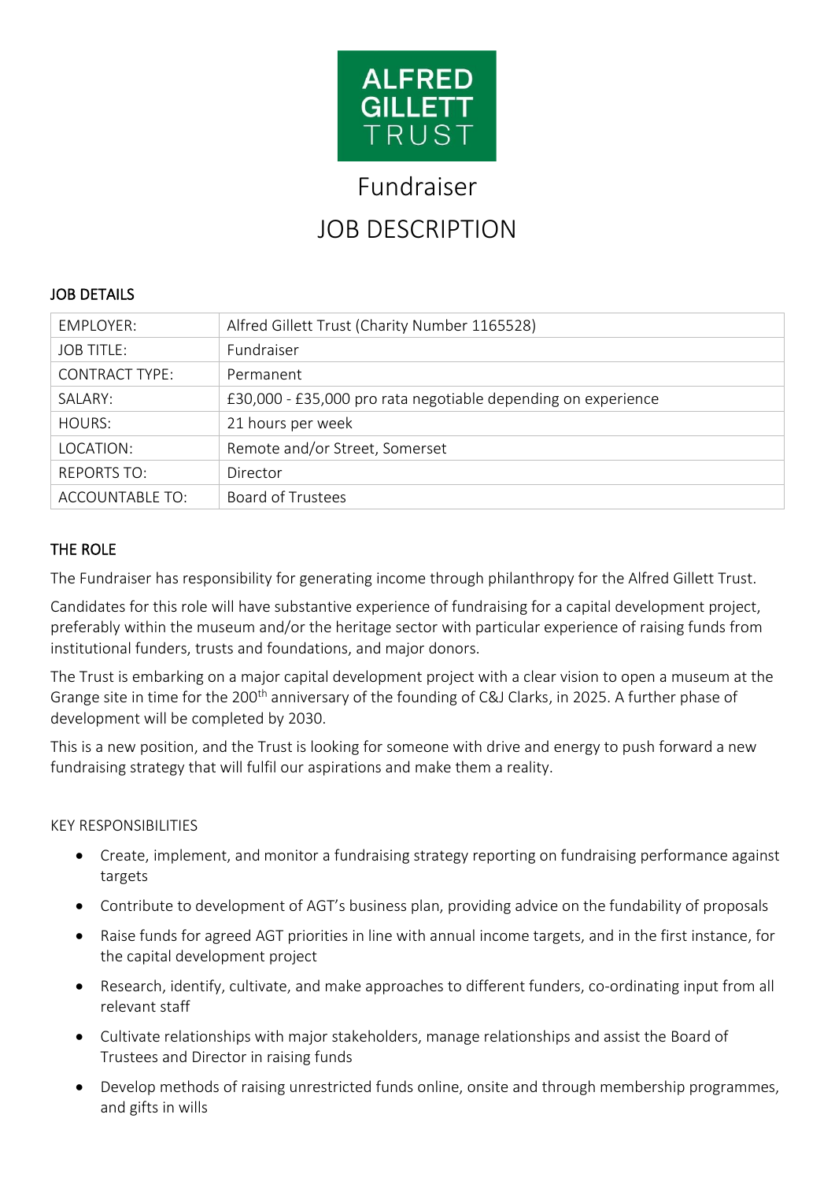ALFRED GILLETT TRUST

# Fundraiser

# JOB DESCRIPTION

## JOB DETAILS

| EMPLOYER: | Alfred Gillett Trust (Charity Number 1165528) |
|---|---|
| JOB TITLE: | Fundraiser |
| CONTRACT TYPE: | Permanent |
| SALARY: | £30,000 - £35,000 pro rata negotiable depending on experience |
| HOURS: | 21 hours per week |
| LOCATION: | Remote and/or Street, Somerset |
| REPORTS TO: | Director |
| ACCOUNTABLE TO: | Board of Trustees |

## THE ROLE

The Fundraiser has responsibility for generating income through philanthropy for the Alfred Gillett Trust.

Candidates for this role will have substantive experience of fundraising for a capital development project, preferably within the museum and/or the heritage sector with particular experience of raising funds from institutional funders, trusts and foundations, and major donors.

The Trust is embarking on a major capital development project with a clear vision to open a museum at the Grange site in time for the 200th anniversary of the founding of C&J Clarks, in 2025. A further phase of development will be completed by 2030.

This is a new position, and the Trust is looking for someone with drive and energy to push forward a new fundraising strategy that will fulfil our aspirations and make them a reality.

### KEY RESPONSIBILITIES

- Create, implement, and monitor a fundraising strategy reporting on fundraising performance against targets
- Contribute to development of AGT's business plan, providing advice on the fundability of proposals
- Raise funds for agreed AGT priorities in line with annual income targets, and in the first instance, for the capital development project
- Research, identify, cultivate, and make approaches to different funders, co-ordinating input from all relevant staff
- Cultivate relationships with major stakeholders, manage relationships and assist the Board of Trustees and Director in raising funds
- Develop methods of raising unrestricted funds online, onsite and through membership programmes, and gifts in wills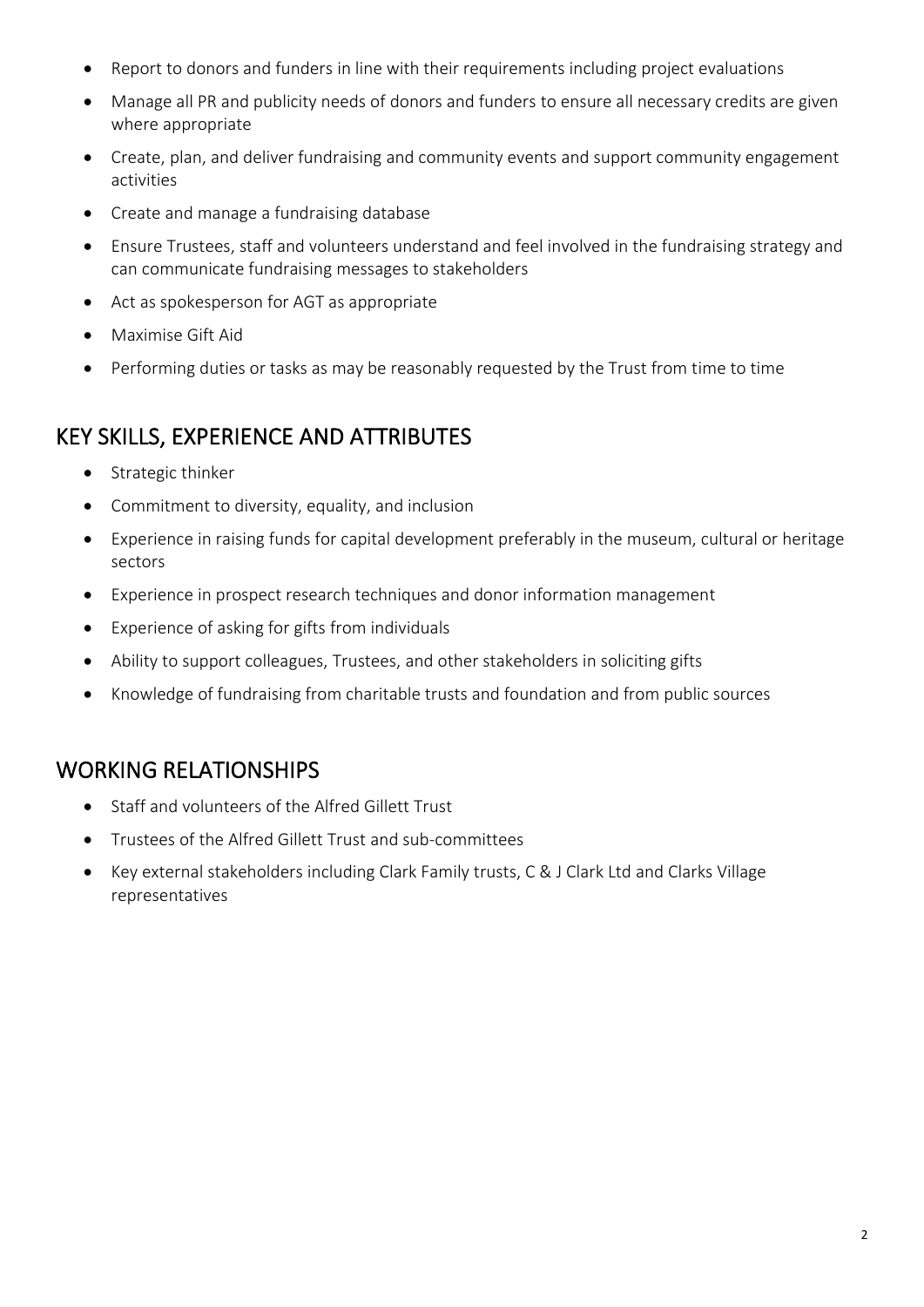- Report to donors and funders in line with their requirements including project evaluations
- Manage all PR and publicity needs of donors and funders to ensure all necessary credits are given where appropriate
- Create, plan, and deliver fundraising and community events and support community engagement activities
- Create and manage a fundraising database
- Ensure Trustees, staff and volunteers understand and feel involved in the fundraising strategy and can communicate fundraising messages to stakeholders
- Act as spokesperson for AGT as appropriate
- Maximise Gift Aid
- Performing duties or tasks as may be reasonably requested by the Trust from time to time

## KEY SKILLS, EXPERIENCE AND ATTRIBUTES

- Strategic thinker
- Commitment to diversity, equality, and inclusion
- Experience in raising funds for capital development preferably in the museum, cultural or heritage sectors
- Experience in prospect research techniques and donor information management
- Experience of asking for gifts from individuals
- Ability to support colleagues, Trustees, and other stakeholders in soliciting gifts
- Knowledge of fundraising from charitable trusts and foundation and from public sources

## WORKING RELATIONSHIPS

- Staff and volunteers of the Alfred Gillett Trust
- Trustees of the Alfred Gillett Trust and sub-committees
- Key external stakeholders including Clark Family trusts, C & J Clark Ltd and Clarks Village representatives